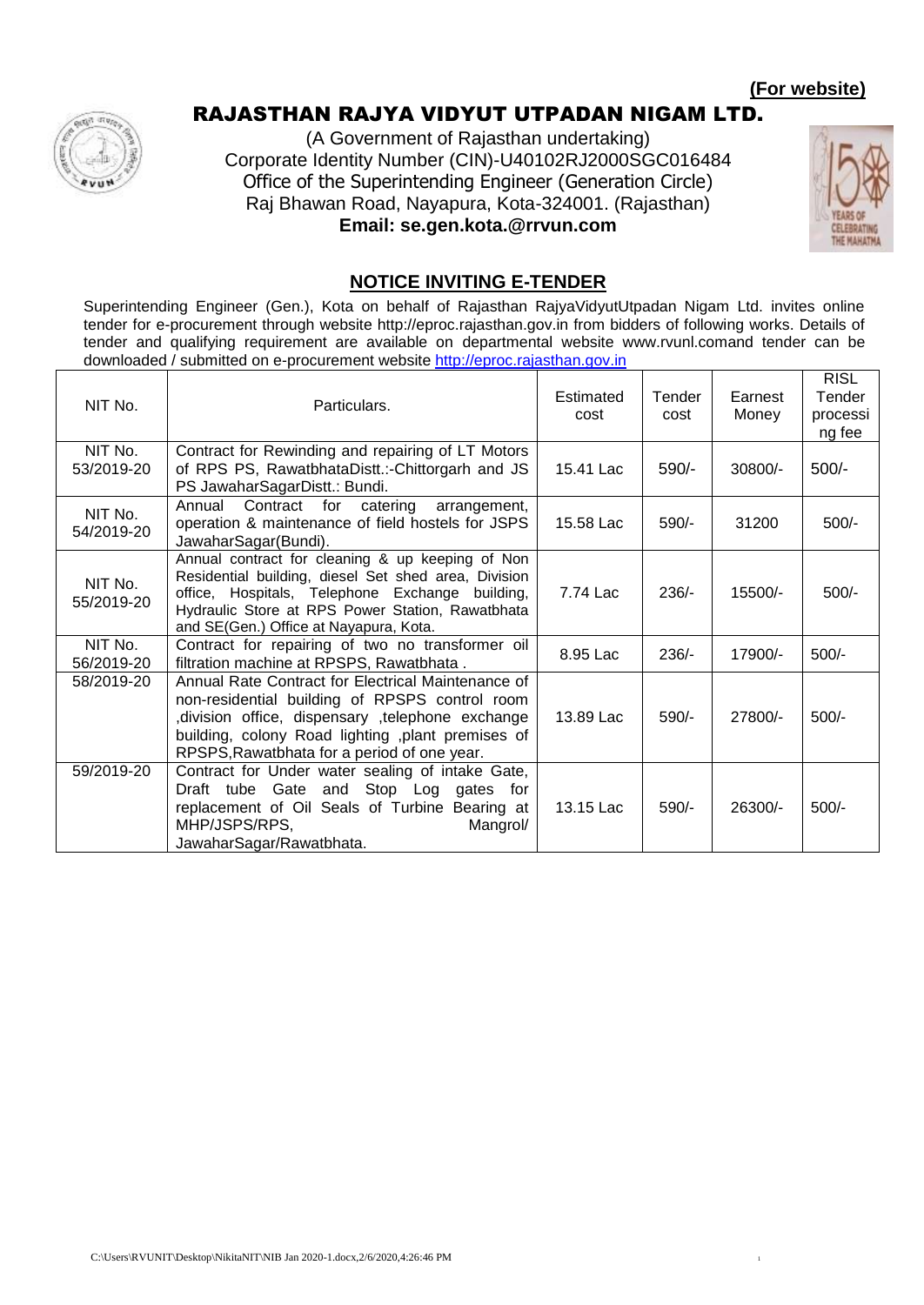**(For website)**

# RAJASTHAN RAJYA VIDYUT UTPADAN NIGAM LTD.

(A Government of Rajasthan undertaking)
Corporate Identity Number (CIN)-U40102RJ2000SGC016484
Office of the Superintending Engineer (Generation Circle)
Raj Bhawan Road, Nayapura, Kota-324001. (Rajasthan)
**Email: se.gen.kota.@rrvun.com**

## NOTICE INVITING E-TENDER

Superintending Engineer (Gen.), Kota on behalf of Rajasthan RajyaVidyutUtpadan Nigam Ltd. invites online tender for e-procurement through website http://eproc.rajasthan.gov.in from bidders of following works. Details of tender and qualifying requirement are available on departmental website www.rvunl.comand tender can be downloaded / submitted on e-procurement website http://eproc.rajasthan.gov.in

| NIT No. | Particulars. | Estimated cost | Tender cost | Earnest Money | RISL Tender processing fee |
|---|---|---|---|---|---|
| NIT No. 53/2019-20 | Contract for Rewinding and repairing of LT Motors of RPS PS, RawatbhataDistt.:-Chittorgarh and JS PS JawaharSagarDistt.: Bundi. | 15.41 Lac | 590/- | 30800/- | 500/- |
| NIT No. 54/2019-20 | Annual Contract for catering arrangement, operation & maintenance of field hostels for JSPS JawaharSagar(Bundi). | 15.58 Lac | 590/- | 31200 | 500/- |
| NIT No. 55/2019-20 | Annual contract for cleaning & up keeping of Non Residential building, diesel Set shed area, Division office, Hospitals, Telephone Exchange building, Hydraulic Store at RPS Power Station, Rawatbhata and SE(Gen.) Office at Nayapura, Kota. | 7.74 Lac | 236/- | 15500/- | 500/- |
| NIT No. 56/2019-20 | Contract for repairing of two no transformer oil filtration machine at RPSPS, Rawatbhata . | 8.95 Lac | 236/- | 17900/- | 500/- |
| 58/2019-20 | Annual Rate Contract for Electrical Maintenance of non-residential building of RPSPS control room ,division office, dispensary ,telephone exchange building, colony Road lighting ,plant premises of RPSPS,Rawatbhata for a period of one year. | 13.89 Lac | 590/- | 27800/- | 500/- |
| 59/2019-20 | Contract for Under water sealing of intake Gate, Draft tube Gate and Stop Log gates for replacement of Oil Seals of Turbine Bearing at MHP/JSPS/RPS, Mangrol/ JawaharSagar/Rawatbhata. | 13.15 Lac | 590/- | 26300/- | 500/- |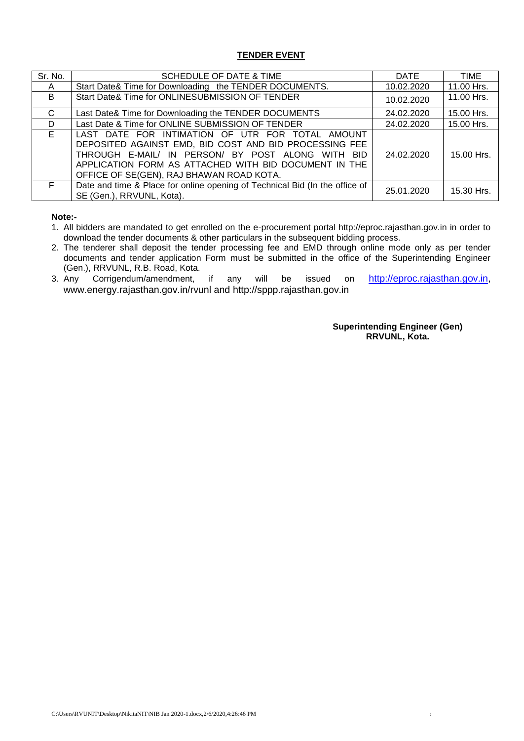**TENDER EVENT**

| Sr. No. | SCHEDULE OF DATE & TIME | DATE | TIME |
|---|---|---|---|
| A | Start Date& Time for Downloading the TENDER DOCUMENTS. | 10.02.2020 | 11.00 Hrs. |
| B | Start Date& Time for ONLINESUBMISSION OF TENDER | 10.02.2020 | 11.00 Hrs. |
| C | Last Date& Time for Downloading the TENDER DOCUMENTS | 24.02.2020 | 15.00 Hrs. |
| D | Last Date & Time for ONLINE SUBMISSION OF TENDER | 24.02.2020 | 15.00 Hrs. |
| E | LAST DATE FOR INTIMATION OF UTR FOR TOTAL AMOUNT DEPOSITED AGAINST EMD, BID COST AND BID PROCESSING FEE THROUGH E-MAIL/ IN PERSON/ BY POST ALONG WITH BID APPLICATION FORM AS ATTACHED WITH BID DOCUMENT IN THE OFFICE OF SE(GEN), RAJ BHAWAN ROAD KOTA. | 24.02.2020 | 15.00 Hrs. |
| F | Date and time & Place for online opening of Technical Bid (In the office of SE (Gen.), RRVUNL, Kota). | 25.01.2020 | 15.30 Hrs. |

**Note:-**

1. All bidders are mandated to get enrolled on the e-procurement portal http://eproc.rajasthan.gov.in in order to download the tender documents & other particulars in the subsequent bidding process.
2. The tenderer shall deposit the tender processing fee and EMD through online mode only as per tender documents and tender application Form must be submitted in the office of the Superintending Engineer (Gen.), RRVUNL, R.B. Road, Kota.
3. Any Corrigendum/amendment, if any will be issued on http://eproc.rajasthan.gov.in, www.energy.rajasthan.gov.in/rvunl and http://sppp.rajasthan.gov.in

**Superintending Engineer (Gen)**
**RRVUNL, Kota.**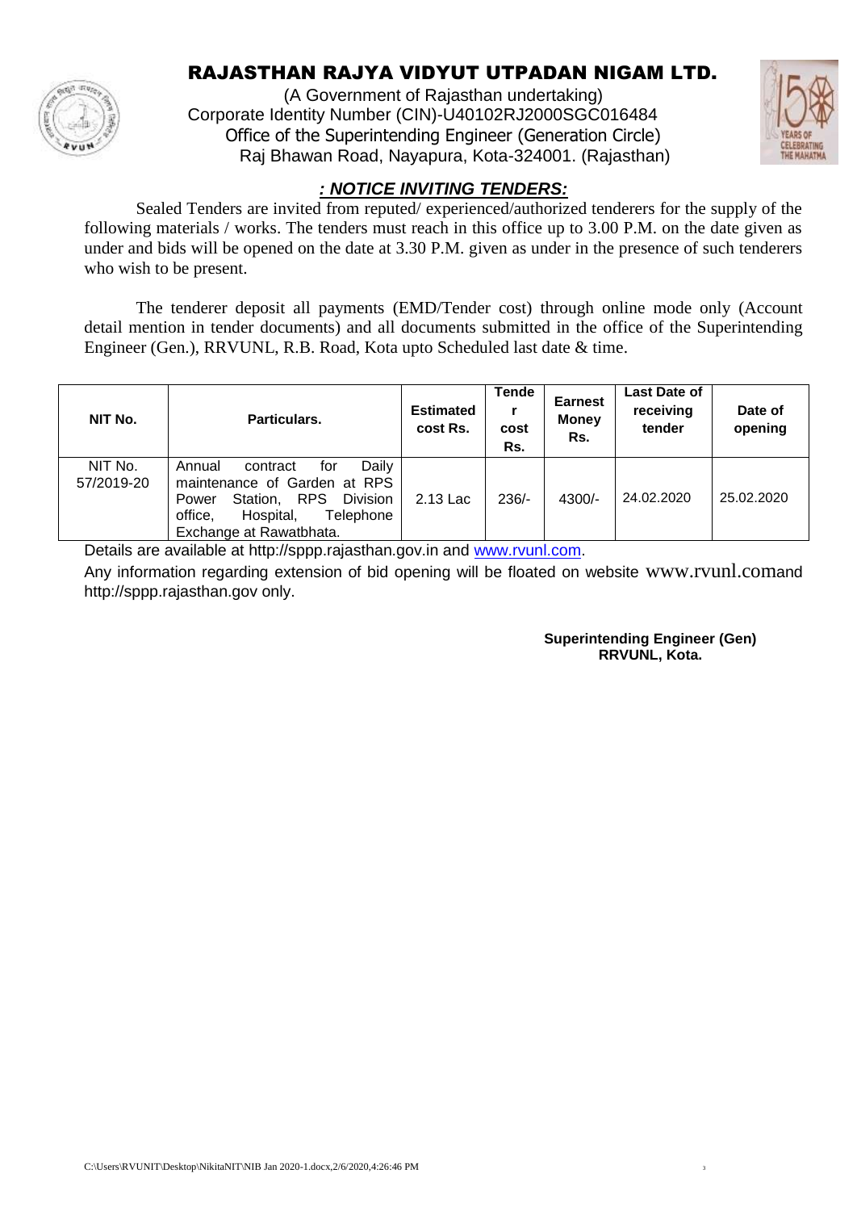# RAJASTHAN RAJYA VIDYUT UTPADAN NIGAM LTD.

(A Government of Rajasthan undertaking)
Corporate Identity Number (CIN)-U40102RJ2000SGC016484
Office of the Superintending Engineer (Generation Circle)
Raj Bhawan Road, Nayapura, Kota-324001. (Rajasthan)

## *: NOTICE INVITING TENDERS:*

Sealed Tenders are invited from reputed/ experienced/authorized tenderers for the supply of the following materials / works. The tenders must reach in this office up to 3.00 P.M. on the date given as under and bids will be opened on the date at 3.30 P.M. given as under in the presence of such tenderers who wish to be present.

The tenderer deposit all payments (EMD/Tender cost) through online mode only (Account detail mention in tender documents) and all documents submitted in the office of the Superintending Engineer (Gen.), RRVUNL, R.B. Road, Kota upto Scheduled last date & time.

| NIT No. | Particulars. | Estimated cost Rs. | Tender cost Rs. | Earnest Money Rs. | Last Date of receiving tender | Date of opening |
|---|---|---|---|---|---|---|
| NIT No. 57/2019-20 | Annual contract for Daily maintenance of Garden at RPS Power Station, RPS Division office, Hospital, Telephone Exchange at Rawatbhata. | 2.13 Lac | 236/- | 4300/- | 24.02.2020 | 25.02.2020 |

Details are available at http://sppp.rajasthan.gov.in and www.rvunl.com.

Any information regarding extension of bid opening will be floated on website www.rvunl.comand http://sppp.rajasthan.gov only.

**Superintending Engineer (Gen)**
**RRVUNL, Kota.**

C:\Users\RVUNIT\Desktop\NikitaNIT\NIB Jan 2020-1.docx,2/6/2020,4:26:46 PM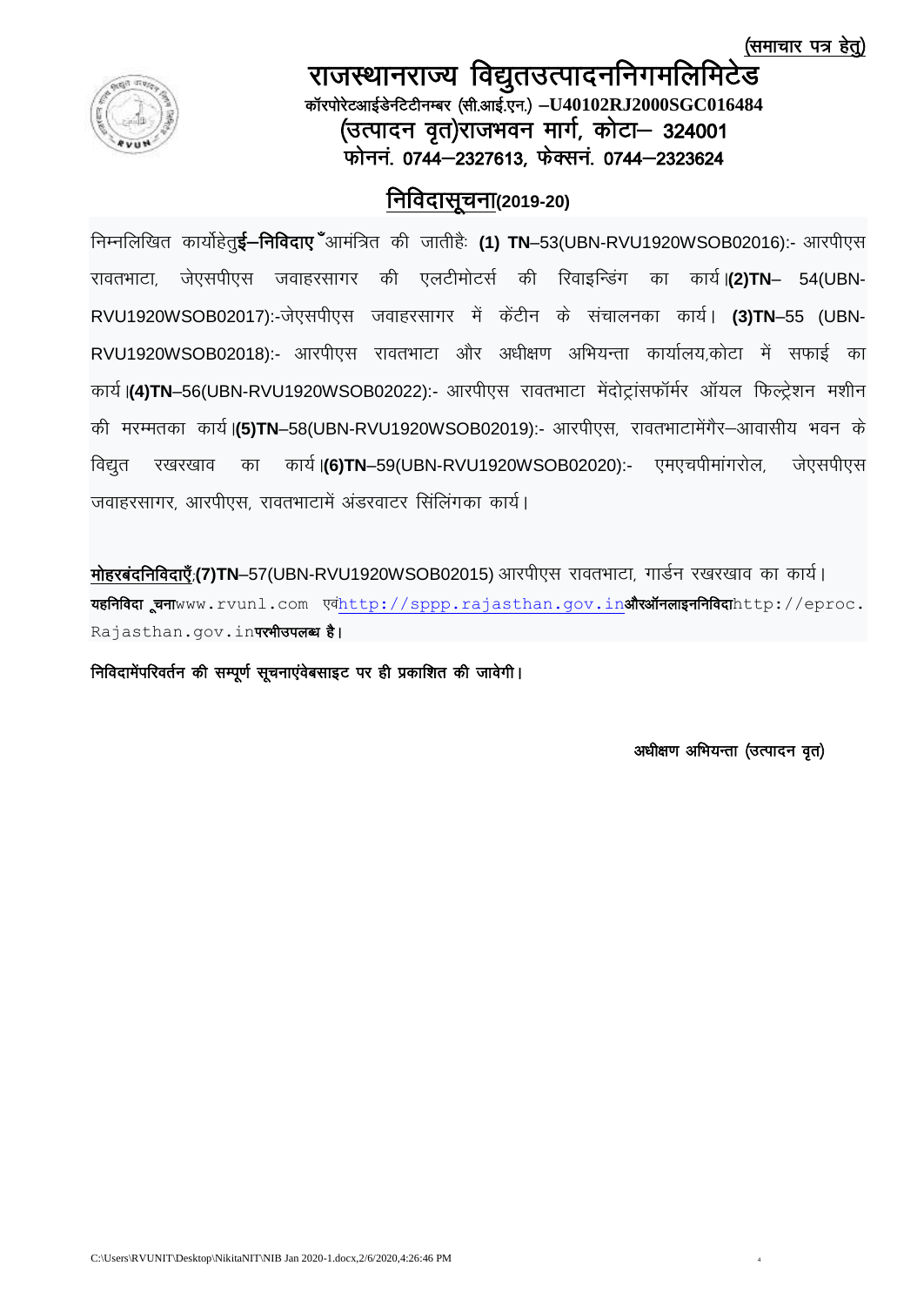(समाचार पत्र हेतु)

# राजस्थानराज्य विद्युतउत्पादननिगमलिमिटेड

**कॉरपोरेटआईडेनटिटीनम्बर (सी.आई.एन.) –U40102RJ2000SGC016484**

**(उत्पादन वृत)राजभवन मार्ग, कोटा– 324001**

**फोननं. 0744–2327613, फेक्सनं. 0744–2323624**

## निविदासूचना(2019-20)

निम्नलिखित कार्योहेतु**ई–निविदाए** आमंत्रित की जातीहैः **(1) TN**–53(UBN-RVU1920WSOB02016):- आरपीएस रावतभाटा, जेएसपीएस जवाहरसागर की एलटीमोटर्स की रिवाइन्डिंग का कार्य।**(2)TN**– 54(UBN-RVU1920WSOB02017):-जेएसपीएस जवाहरसागर में केंटीन के संचालनका कार्य। **(3)TN**–55 (UBN-RVU1920WSOB02018):- आरपीएस रावतभाटा और अधीक्षण अभियन्ता कार्यालय,कोटा में सफाई का कार्य।**(4)TN**–56(UBN-RVU1920WSOB02022):- आरपीएस रावतभाटा मेंदोट्रांसफॉर्मर ऑयल फिल्ट्रेशन मशीन की मरम्मतका कार्य।**(5)TN**–58(UBN-RVU1920WSOB02019):- आरपीएस, रावतभाटामेंगैर–आवासीय भवन के विद्युत रखरखाव का कार्य।**(6)TN**–59(UBN-RVU1920WSOB02020):- एमएचपीमांगरोल, जेएसपीएस जवाहरसागर, आरपीएस, रावतभाटामें अंडरवाटर सिंलिंगका कार्य।

**मोहरबंदनिविदाएँ**;**(7)TN**–57(UBN-RVU1920WSOB02015) आरपीएस रावतभाटा, गार्डन रखरखाव का कार्य।

**यहनिविदा सूचना**www.rvunl.com एवंhttp://sppp.rajasthan.gov.in**औरऑनलाइननिविदा**http://eproc.Rajasthan.gov.in**परभीउपलब्ध है।**

**निविदामेंपरिवर्तन की सम्पूर्ण सूचनाएंवेबसाइट पर ही प्रकाशित की जावेगी।**

**अधीक्षण अभियन्ता (उत्पादन वृत)**